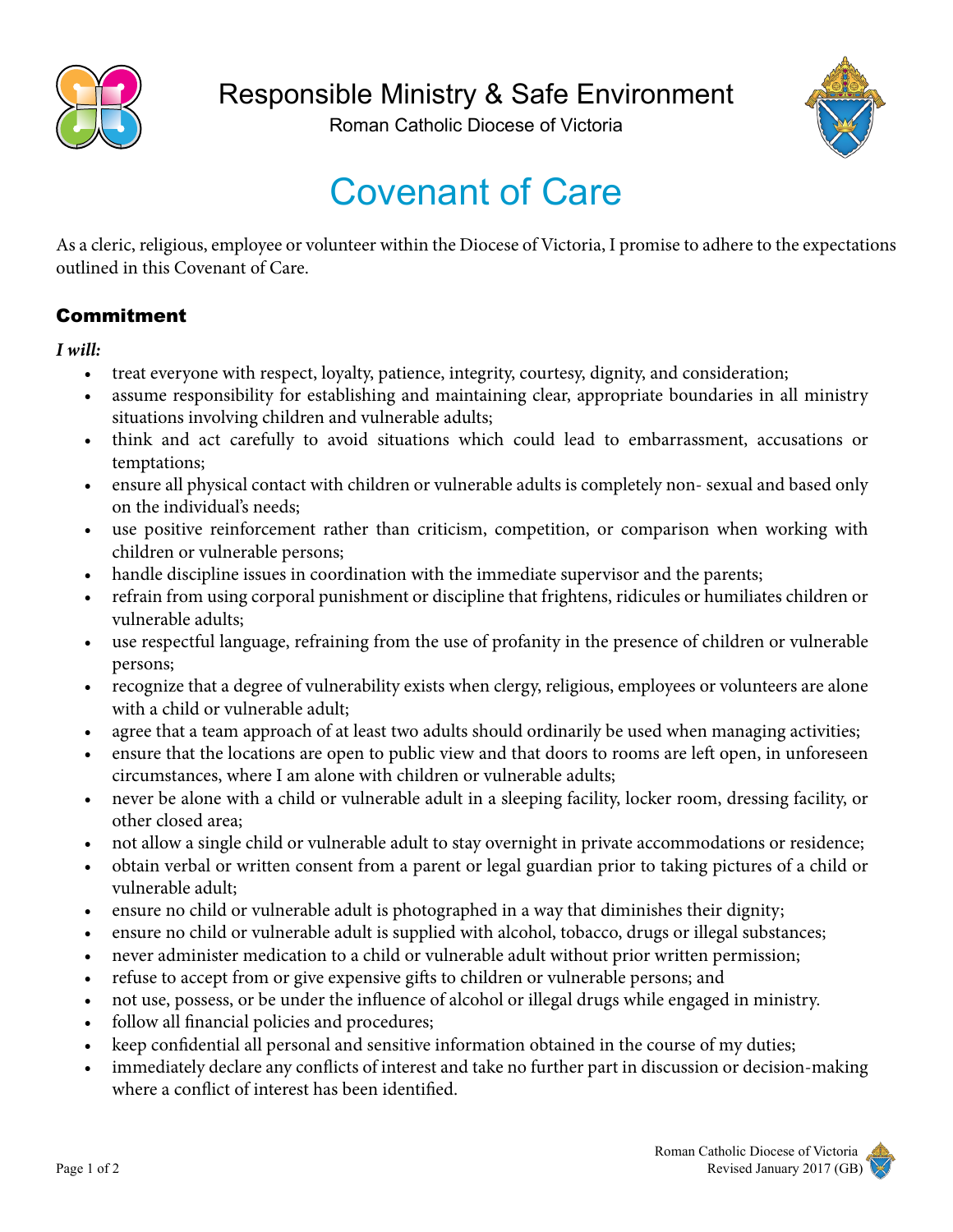Responsible Ministry & Safe Environment

Roman Catholic Diocese of Victoria

# Covenant of Care

As a cleric, religious, employee or volunteer within the Diocese of Victoria, I promise to adhere to the expectations outlined in this Covenant of Care.

## Commitment

***I will:***

- treat everyone with respect, loyalty, patience, integrity, courtesy, dignity, and consideration;
- assume responsibility for establishing and maintaining clear, appropriate boundaries in all ministry situations involving children and vulnerable adults;
- think and act carefully to avoid situations which could lead to embarrassment, accusations or temptations;
- ensure all physical contact with children or vulnerable adults is completely non- sexual and based only on the individual's needs;
- use positive reinforcement rather than criticism, competition, or comparison when working with children or vulnerable persons;
- handle discipline issues in coordination with the immediate supervisor and the parents;
- refrain from using corporal punishment or discipline that frightens, ridicules or humiliates children or vulnerable adults;
- use respectful language, refraining from the use of profanity in the presence of children or vulnerable persons;
- recognize that a degree of vulnerability exists when clergy, religious, employees or volunteers are alone with a child or vulnerable adult;
- agree that a team approach of at least two adults should ordinarily be used when managing activities;
- ensure that the locations are open to public view and that doors to rooms are left open, in unforeseen circumstances, where I am alone with children or vulnerable adults;
- never be alone with a child or vulnerable adult in a sleeping facility, locker room, dressing facility, or other closed area;
- not allow a single child or vulnerable adult to stay overnight in private accommodations or residence;
- obtain verbal or written consent from a parent or legal guardian prior to taking pictures of a child or vulnerable adult;
- ensure no child or vulnerable adult is photographed in a way that diminishes their dignity;
- ensure no child or vulnerable adult is supplied with alcohol, tobacco, drugs or illegal substances;
- never administer medication to a child or vulnerable adult without prior written permission;
- refuse to accept from or give expensive gifts to children or vulnerable persons; and
- not use, possess, or be under the influence of alcohol or illegal drugs while engaged in ministry.
- follow all financial policies and procedures;
- keep confidential all personal and sensitive information obtained in the course of my duties;
- immediately declare any conflicts of interest and take no further part in discussion or decision-making where a conflict of interest has been identified.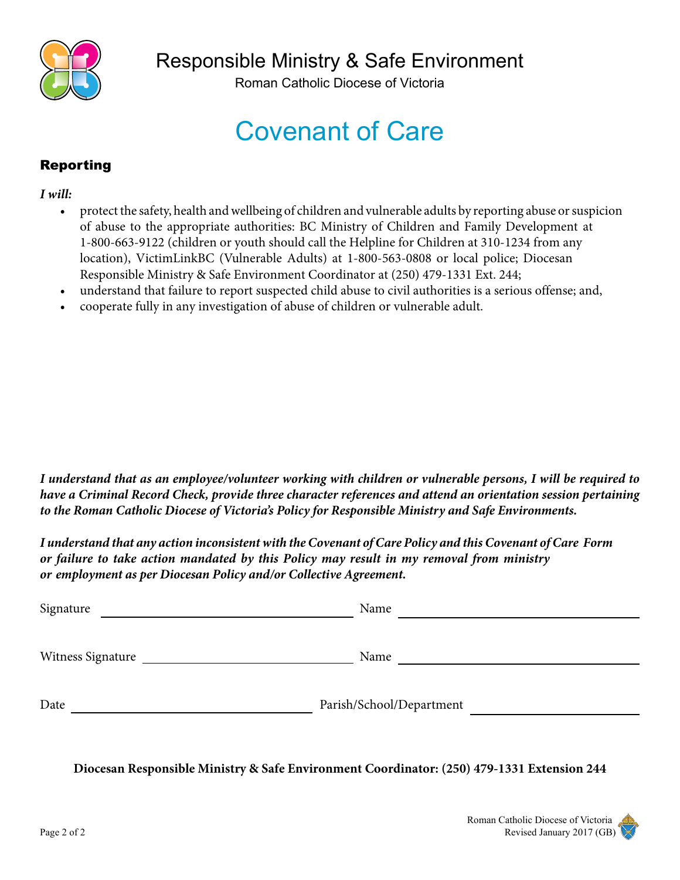# Responsible Ministry & Safe Environment

Roman Catholic Diocese of Victoria

# Covenant of Care

## Reporting

***I will:***

- protect the safety, health and wellbeing of children and vulnerable adults by reporting abuse or suspicion of abuse to the appropriate authorities: BC Ministry of Children and Family Development at 1-800-663-9122 (children or youth should call the Helpline for Children at 310-1234 from any location), VictimLinkBC (Vulnerable Adults) at 1-800-563-0808 or local police; Diocesan Responsible Ministry & Safe Environment Coordinator at (250) 479-1331 Ext. 244;
- understand that failure to report suspected child abuse to civil authorities is a serious offense; and,
- cooperate fully in any investigation of abuse of children or vulnerable adult.

***I understand that as an employee/volunteer working with children or vulnerable persons, I will be required to have a Criminal Record Check, provide three character references and attend an orientation session pertaining to the Roman Catholic Diocese of Victoria's Policy for Responsible Ministry and Safe Environments.***

***I understand that any action inconsistent with the Covenant of Care Policy and this Covenant of Care Form or failure to take action mandated by this Policy may result in my removal from ministry or employment as per Diocesan Policy and/or Collective Agreement.***

Signature ______________________ Name ______________________

Witness Signature ______________________ Name ______________________

Date ______________________ Parish/School/Department ______________________

**Diocesan Responsible Ministry & Safe Environment Coordinator: (250) 479-1331 Extension 244**

Roman Catholic Diocese of Victoria
Revised January 2017 (GB)